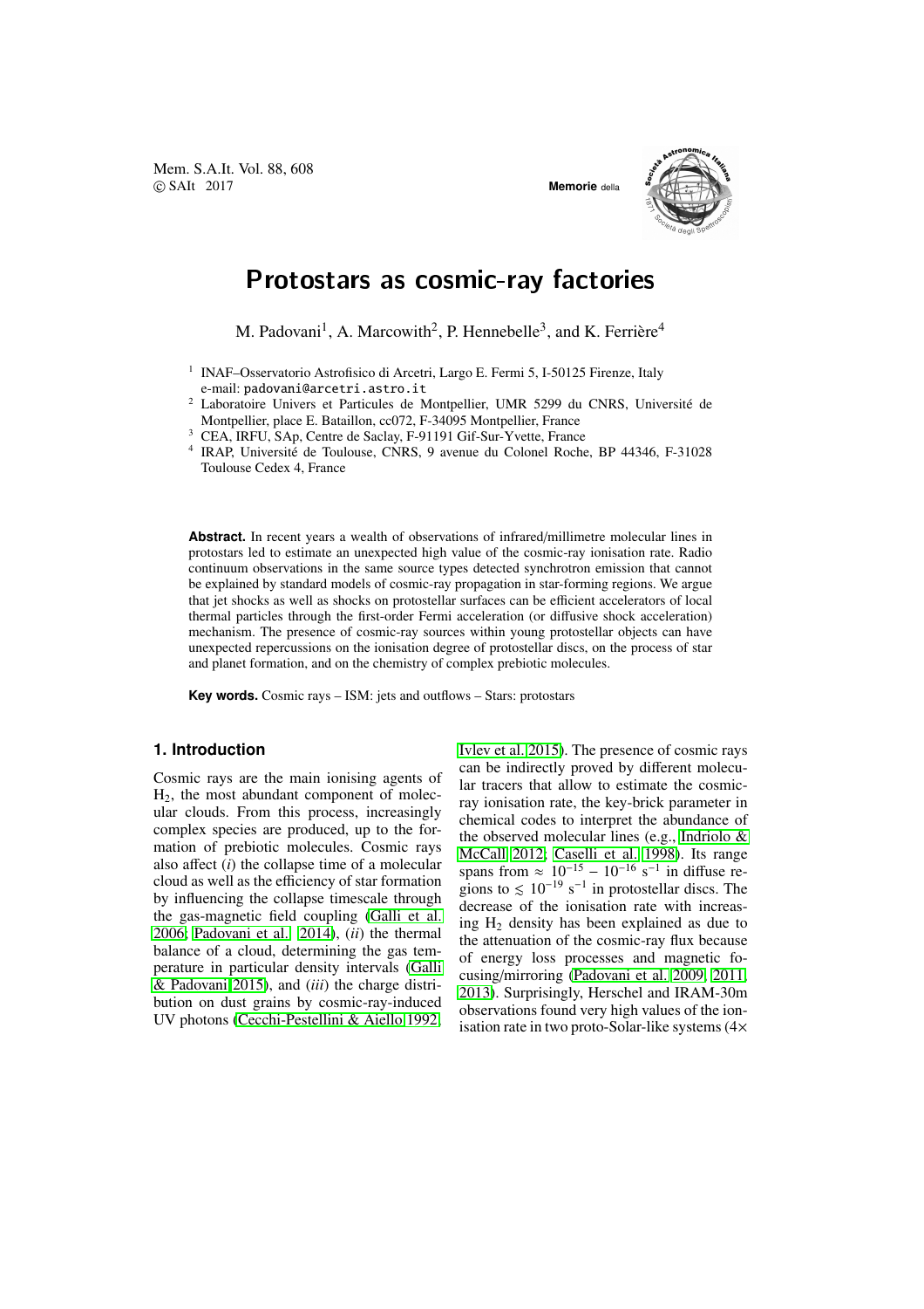# Protostars as cosmic-ray factories

M. Padovani[1], A. Marcowith[2], P. Hennebelle[3], and K. Ferrière[4]

[1] INAF–Osservatorio Astrofisico di Arcetri, Largo E. Fermi 5, I-50125 Firenze, Italy e-mail: padovani@arcetri.astro.it

[2] Laboratoire Univers et Particules de Montpellier, UMR 5299 du CNRS, Université de Montpellier, place E. Bataillon, cc072, F-34095 Montpellier, France

[3] CEA, IRFU, SAp, Centre de Saclay, F-91191 Gif-Sur-Yvette, France

[4] IRAP, Université de Toulouse, CNRS, 9 avenue du Colonel Roche, BP 44346, F-31028 Toulouse Cedex 4, France

**Abstract.** In recent years a wealth of observations of infrared/millimetre molecular lines in protostars led to estimate an unexpected high value of the cosmic-ray ionisation rate. Radio continuum observations in the same source types detected synchrotron emission that cannot be explained by standard models of cosmic-ray propagation in star-forming regions. We argue that jet shocks as well as shocks on protostellar surfaces can be efficient accelerators of local thermal particles through the first-order Fermi acceleration (or diffusive shock acceleration) mechanism. The presence of cosmic-ray sources within young protostellar objects can have unexpected repercussions on the ionisation degree of protostellar discs, on the process of star and planet formation, and on the chemistry of complex prebiotic molecules.

**Key words.** Cosmic rays – ISM: jets and outflows – Stars: protostars

## 1. Introduction

Cosmic rays are the main ionising agents of $H_2$, the most abundant component of molecular clouds. From this process, increasingly complex species are produced, up to the formation of prebiotic molecules. Cosmic rays also affect (*i*) the collapse time of a molecular cloud as well as the efficiency of star formation by influencing the collapse timescale through the gas-magnetic field coupling (Galli et al. 2006; Padovani et al. 2014), (*ii*) the thermal balance of a cloud, determining the gas temperature in particular density intervals (Galli & Padovani 2015), and (*iii*) the charge distribution on dust grains by cosmic-ray-induced UV photons (Cecchi-Pestellini & Aiello 1992; Ivlev et al. 2015). The presence of cosmic rays can be indirectly proved by different molecular tracers that allow to estimate the cosmic-ray ionisation rate, the key-brick parameter in chemical codes to interpret the abundance of the observed molecular lines (e.g., Indriolo & McCall 2012; Caselli et al. 1998). Its range spans from $\approx 10^{-15} - 10^{-16}$ s$^{-1}$ in diffuse regions to $\lesssim 10^{-19}$ s$^{-1}$ in protostellar discs. The decrease of the ionisation rate with increasing $H_2$ density has been explained as due to the attenuation of the cosmic-ray flux because of energy loss processes and magnetic focusing/mirroring (Padovani et al. 2009, 2011, 2013). Surprisingly, Herschel and IRAM-30m observations found very high values of the ionisation rate in two proto-Solar-like systems (4×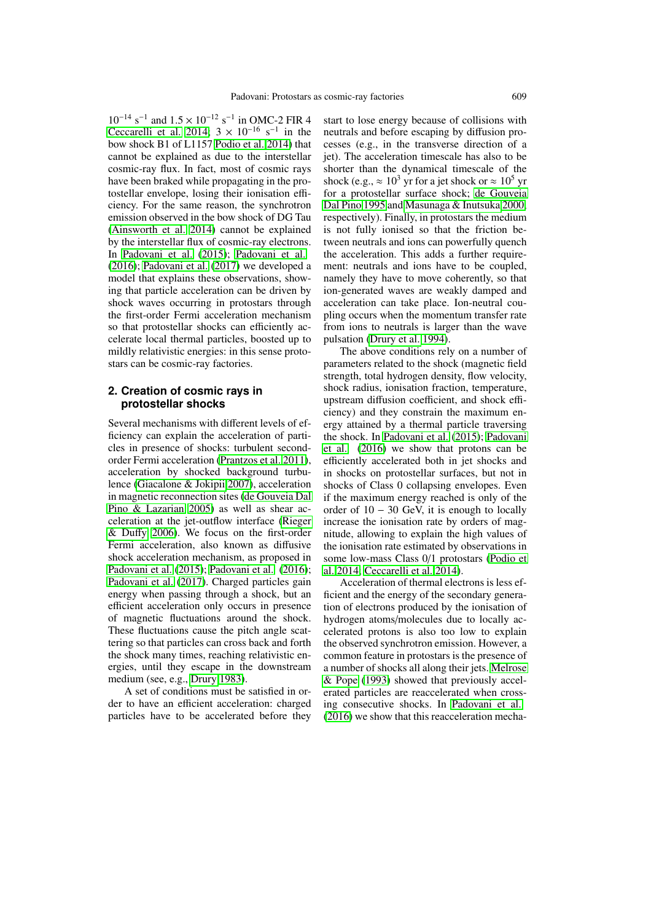$10^{-14}$ s$^{-1}$ and $1.5 \times 10^{-12}$ s$^{-1}$ in OMC-2 FIR 4 Ceccarelli et al. 2014, $3 \times 10^{-16}$ s$^{-1}$ in the bow shock B1 of L1157 Podio et al. 2014) that cannot be explained as due to the interstellar cosmic-ray flux. In fact, most of cosmic rays have been braked while propagating in the protostellar envelope, losing their ionisation efficiency. For the same reason, the synchrotron emission observed in the bow shock of DG Tau (Ainsworth et al. 2014) cannot be explained by the interstellar flux of cosmic-ray electrons. In Padovani et al. (2015); Padovani et al. (2016); Padovani et al. (2017) we developed a model that explains these observations, showing that particle acceleration can be driven by shock waves occurring in protostars through the first-order Fermi acceleration mechanism so that protostellar shocks can efficiently accelerate local thermal particles, boosted up to mildly relativistic energies: in this sense protostars can be cosmic-ray factories.

## 2. Creation of cosmic rays in protostellar shocks

Several mechanisms with different levels of efficiency can explain the acceleration of particles in presence of shocks: turbulent second-order Fermi acceleration (Prantzos et al. 2011), acceleration by shocked background turbulence (Giacalone & Jokipii 2007), acceleration in magnetic reconnection sites (de Gouveia Dal Pino & Lazarian 2005) as well as shear acceleration at the jet-outflow interface (Rieger & Duffy 2006). We focus on the first-order Fermi acceleration, also known as diffusive shock acceleration mechanism, as proposed in Padovani et al. (2015); Padovani et al. (2016); Padovani et al. (2017). Charged particles gain energy when passing through a shock, but an efficient acceleration only occurs in presence of magnetic fluctuations around the shock. These fluctuations cause the pitch angle scattering so that particles can cross back and forth the shock many times, reaching relativistic energies, until they escape in the downstream medium (see, e.g., Drury 1983).

A set of conditions must be satisfied in order to have an efficient acceleration: charged particles have to be accelerated before they start to lose energy because of collisions with neutrals and before escaping by diffusion processes (e.g., in the transverse direction of a jet). The acceleration timescale has also to be shorter than the dynamical timescale of the shock (e.g., $\approx 10^3$ yr for a jet shock or $\approx 10^5$ yr for a protostellar surface shock; de Gouveia Dal Pino 1995 and Masunaga & Inutsuka 2000, respectively). Finally, in protostars the medium is not fully ionised so that the friction between neutrals and ions can powerfully quench the acceleration. This adds a further requirement: neutrals and ions have to be coupled, namely they have to move coherently, so that ion-generated waves are weakly damped and acceleration can take place. Ion-neutral coupling occurs when the momentum transfer rate from ions to neutrals is larger than the wave pulsation (Drury et al. 1994).

The above conditions rely on a number of parameters related to the shock (magnetic field strength, total hydrogen density, flow velocity, shock radius, ionisation fraction, temperature, upstream diffusion coefficient, and shock efficiency) and they constrain the maximum energy attained by a thermal particle traversing the shock. In Padovani et al. (2015); Padovani et al. (2016) we show that protons can be efficiently accelerated both in jet shocks and in shocks on protostellar surfaces, but not in shocks of Class 0 collapsing envelopes. Even if the maximum energy reached is only of the order of $10 - 30$ GeV, it is enough to locally increase the ionisation rate by orders of magnitude, allowing to explain the high values of the ionisation rate estimated by observations in some low-mass Class 0/1 protostars (Podio et al. 2014; Ceccarelli et al. 2014).

Acceleration of thermal electrons is less efficient and the energy of the secondary generation of electrons produced by the ionisation of hydrogen atoms/molecules due to locally accelerated protons is also too low to explain the observed synchrotron emission. However, a common feature in protostars is the presence of a number of shocks all along their jets. Melrose & Pope (1993) showed that previously accelerated particles are reaccelerated when crossing consecutive shocks. In Padovani et al. (2016) we show that this reacceleration mecha-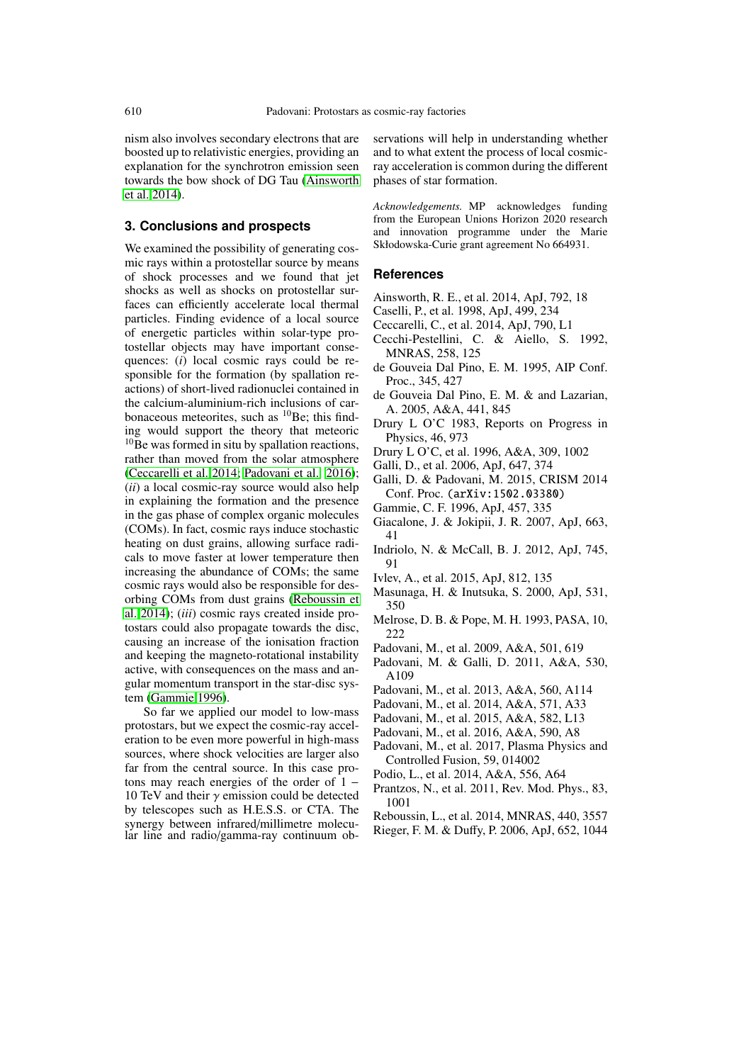nism also involves secondary electrons that are boosted up to relativistic energies, providing an explanation for the synchrotron emission seen towards the bow shock of DG Tau (Ainsworth et al. 2014).

## 3. Conclusions and prospects

We examined the possibility of generating cosmic rays within a protostellar source by means of shock processes and we found that jet shocks as well as shocks on protostellar surfaces can efficiently accelerate local thermal particles. Finding evidence of a local source of energetic particles within solar-type protostellar objects may have important consequences: (*i*) local cosmic rays could be responsible for the formation (by spallation reactions) of short-lived radionuclei contained in the calcium-aluminium-rich inclusions of carbonaceous meteorites, such as $^{10}$Be; this finding would support the theory that meteoric $^{10}$Be was formed in situ by spallation reactions, rather than moved from the solar atmosphere (Ceccarelli et al. 2014; Padovani et al. 2016); (*ii*) a local cosmic-ray source would also help in explaining the formation and the presence in the gas phase of complex organic molecules (COMs). In fact, cosmic rays induce stochastic heating on dust grains, allowing surface radicals to move faster at lower temperature then increasing the abundance of COMs; the same cosmic rays would also be responsible for desorbing COMs from dust grains (Reboussin et al. 2014); (*iii*) cosmic rays created inside protostars could also propagate towards the disc, causing an increase of the ionisation fraction and keeping the magneto-rotational instability active, with consequences on the mass and angular momentum transport in the star-disc system (Gammie 1996).

So far we applied our model to low-mass protostars, but we expect the cosmic-ray acceleration to be even more powerful in high-mass sources, where shock velocities are larger also far from the central source. In this case protons may reach energies of the order of 1 – 10 TeV and their $\gamma$ emission could be detected by telescopes such as H.E.S.S. or CTA. The synergy between infrared/millimetre molecular line and radio/gamma-ray continuum observations will help in understanding whether and to what extent the process of local cosmic-ray acceleration is common during the different phases of star formation.

*Acknowledgements.* MP acknowledges funding from the European Unions Horizon 2020 research and innovation programme under the Marie Skłodowska-Curie grant agreement No 664931.

## References

Ainsworth, R. E., et al. 2014, ApJ, 792, 18
Caselli, P., et al. 1998, ApJ, 499, 234
Ceccarelli, C., et al. 2014, ApJ, 790, L1
Cecchi-Pestellini, C. & Aiello, S. 1992, MNRAS, 258, 125
de Gouveia Dal Pino, E. M. 1995, AIP Conf. Proc., 345, 427
de Gouveia Dal Pino, E. M. & and Lazarian, A. 2005, A&A, 441, 845
Drury L O'C 1983, Reports on Progress in Physics, 46, 973
Drury L O'C, et al. 1996, A&A, 309, 1002
Galli, D., et al. 2006, ApJ, 647, 374
Galli, D. & Padovani, M. 2015, CRISM 2014 Conf. Proc. (arXiv:1502.03380)
Gammie, C. F. 1996, ApJ, 457, 335
Giacalone, J. & Jokipii, J. R. 2007, ApJ, 663, 41
Indriolo, N. & McCall, B. J. 2012, ApJ, 745, 91
Ivlev, A., et al. 2015, ApJ, 812, 135
Masunaga, H. & Inutsuka, S. 2000, ApJ, 531, 350
Melrose, D. B. & Pope, M. H. 1993, PASA, 10, 222
Padovani, M., et al. 2009, A&A, 501, 619
Padovani, M. & Galli, D. 2011, A&A, 530, A109
Padovani, M., et al. 2013, A&A, 560, A114
Padovani, M., et al. 2014, A&A, 571, A33
Padovani, M., et al. 2015, A&A, 582, L13
Padovani, M., et al. 2016, A&A, 590, A8
Padovani, M., et al. 2017, Plasma Physics and Controlled Fusion, 59, 014002
Podio, L., et al. 2014, A&A, 556, A64
Prantzos, N., et al. 2011, Rev. Mod. Phys., 83, 1001
Reboussin, L., et al. 2014, MNRAS, 440, 3557
Rieger, F. M. & Duffy, P. 2006, ApJ, 652, 1044